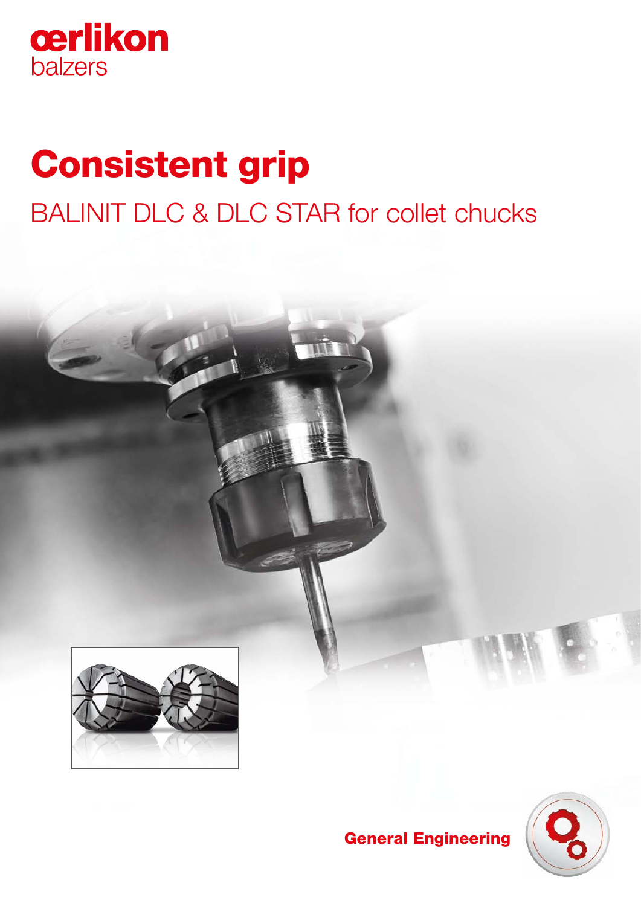oerlikon balzers

# Consistent grip

## BALINIT DLC & DLC STAR for collet chucks

General Engineering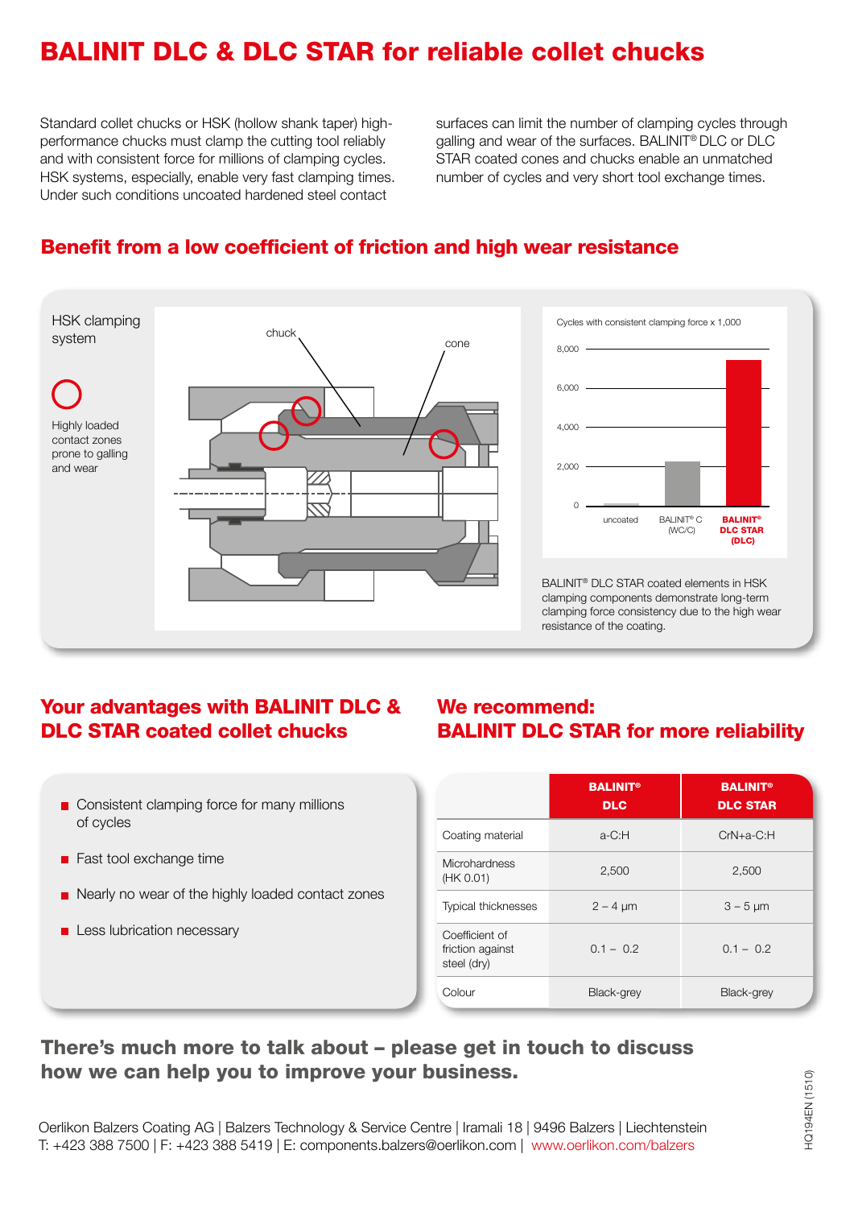# BALINIT DLC & DLC STAR for reliable collet chucks

Standard collet chucks or HSK (hollow shank taper) high-performance chucks must clamp the cutting tool reliably and with consistent force for millions of clamping cycles. HSK systems, especially, enable very fast clamping times. Under such conditions uncoated hardened steel contact surfaces can limit the number of clamping cycles through galling and wear of the surfaces. BALINIT® DLC or DLC STAR coated cones and chucks enable an unmatched number of cycles and very short tool exchange times.

## Benefit from a low coefficient of friction and high wear resistance

HSK clamping system

Highly loaded contact zones prone to galling and wear

chuck

cone

Cycles with consistent clamping force x 1,000

8,000
6,000
4,000
2,000
0

uncoated
BALINIT® C (WC/C)
BALINIT® DLC STAR (DLC)

BALINIT® DLC STAR coated elements in HSK clamping components demonstrate long-term clamping force consistency due to the high wear resistance of the coating.

## Your advantages with BALINIT DLC & DLC STAR coated collet chucks

- Consistent clamping force for many millions of cycles
- Fast tool exchange time
- Nearly no wear of the highly loaded contact zones
- Less lubrication necessary

## We recommend: BALINIT DLC STAR for more reliability

| | BALINIT® DLC | BALINIT® DLC STAR |
|---|---|---|
| Coating material | a-C:H | CrN+a-C:H |
| Microhardness (HK 0.01) | 2,500 | 2,500 |
| Typical thicknesses | 2 – 4 µm | 3 – 5 µm |
| Coefficient of friction against steel (dry) | 0.1 – 0.2 | 0.1 – 0.2 |
| Colour | Black-grey | Black-grey |

**There's much more to talk about – please get in touch to discuss how we can help you to improve your business.**

Oerlikon Balzers Coating AG | Balzers Technology & Service Centre | Iramali 18 | 9496 Balzers | Liechtenstein
T: +423 388 7500 | F: +423 388 5419 | E: components.balzers@oerlikon.com | www.oerlikon.com/balzers

HQ194EN (1510)